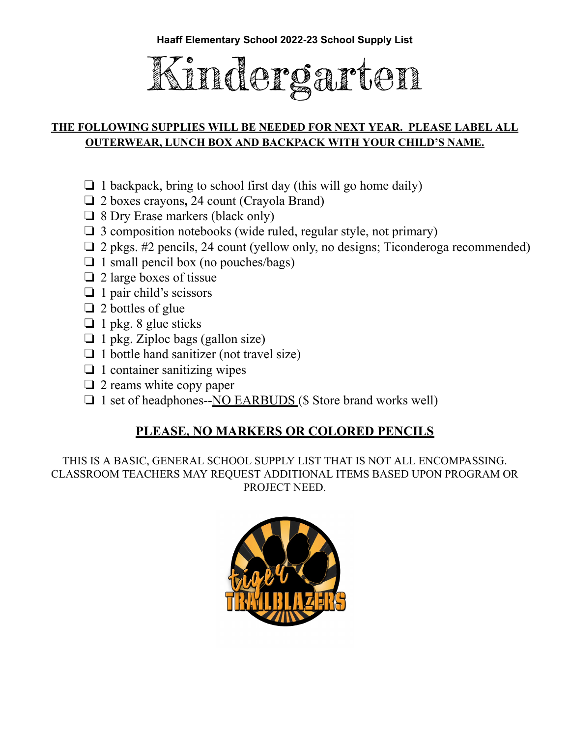**Haaff Elementary School 2022-23 School Supply List**

# Kindergarten

**THE FOLLOWING SUPPLIES WILL BE NEEDED FOR NEXT YEAR. PLEASE LABEL ALL OUTERWEAR, LUNCH BOX AND BACKPACK WITH YOUR CHILD'S NAME.**

- ❏ 1 backpack, bring to school first day (this will go home daily)
- ❏ 2 boxes crayons**,** 24 count (Crayola Brand)
- ❏ 8 Dry Erase markers (black only)
- ❏ 3 composition notebooks (wide ruled, regular style, not primary)
- ❏ 2 pkgs. #2 pencils, 24 count (yellow only, no designs; Ticonderoga recommended)
- ❏ 1 small pencil box (no pouches/bags)
- ❏ 2 large boxes of tissue
- ❏ 1 pair child's scissors
- ❏ 2 bottles of glue
- ❏ 1 pkg. 8 glue sticks
- ❏ 1 pkg. Ziploc bags (gallon size)
- ❏ 1 bottle hand sanitizer (not travel size)
- ❏ 1 container sanitizing wipes
- ❏ 2 reams white copy paper
- ❏ 1 set of headphones--NO EARBUDS ($ Store brand works well)

**PLEASE, NO MARKERS OR COLORED PENCILS**

THIS IS A BASIC, GENERAL SCHOOL SUPPLY LIST THAT IS NOT ALL ENCOMPASSING. CLASSROOM TEACHERS MAY REQUEST ADDITIONAL ITEMS BASED UPON PROGRAM OR PROJECT NEED.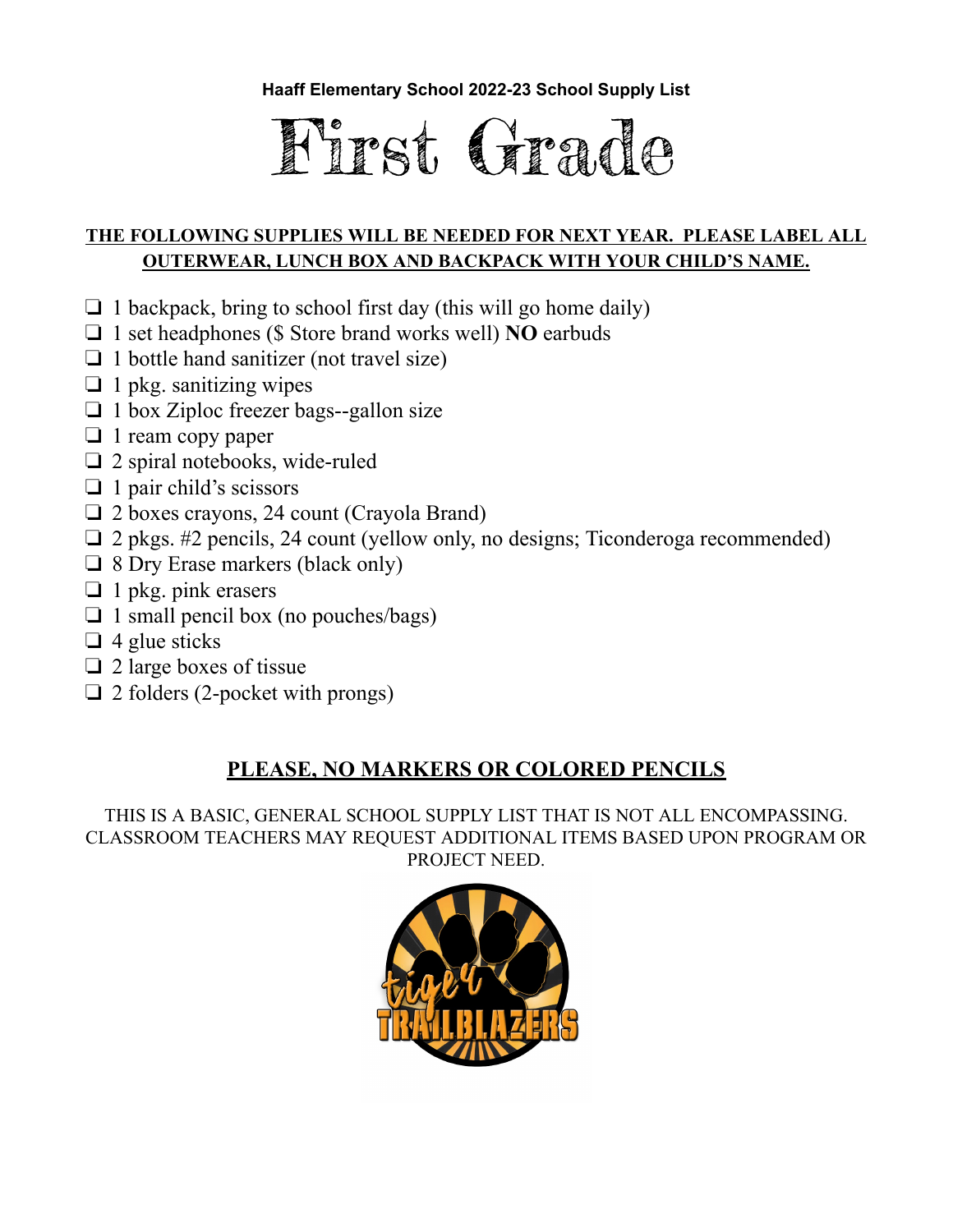**Haaff Elementary School 2022-23 School Supply List**

# First Grade

**THE FOLLOWING SUPPLIES WILL BE NEEDED FOR NEXT YEAR. PLEASE LABEL ALL OUTERWEAR, LUNCH BOX AND BACKPACK WITH YOUR CHILD'S NAME.**

- [ ] 1 backpack, bring to school first day (this will go home daily)
- [ ] 1 set headphones ($ Store brand works well) **NO** earbuds
- [ ] 1 bottle hand sanitizer (not travel size)
- [ ] 1 pkg. sanitizing wipes
- [ ] 1 box Ziploc freezer bags--gallon size
- [ ] 1 ream copy paper
- [ ] 2 spiral notebooks, wide-ruled
- [ ] 1 pair child's scissors
- [ ] 2 boxes crayons, 24 count (Crayola Brand)
- [ ] 2 pkgs. #2 pencils, 24 count (yellow only, no designs; Ticonderoga recommended)
- [ ] 8 Dry Erase markers (black only)
- [ ] 1 pkg. pink erasers
- [ ] 1 small pencil box (no pouches/bags)
- [ ] 4 glue sticks
- [ ] 2 large boxes of tissue
- [ ] 2 folders (2-pocket with prongs)

## PLEASE, NO MARKERS OR COLORED PENCILS

THIS IS A BASIC, GENERAL SCHOOL SUPPLY LIST THAT IS NOT ALL ENCOMPASSING. CLASSROOM TEACHERS MAY REQUEST ADDITIONAL ITEMS BASED UPON PROGRAM OR PROJECT NEED.

tiger TRAILBLAZERS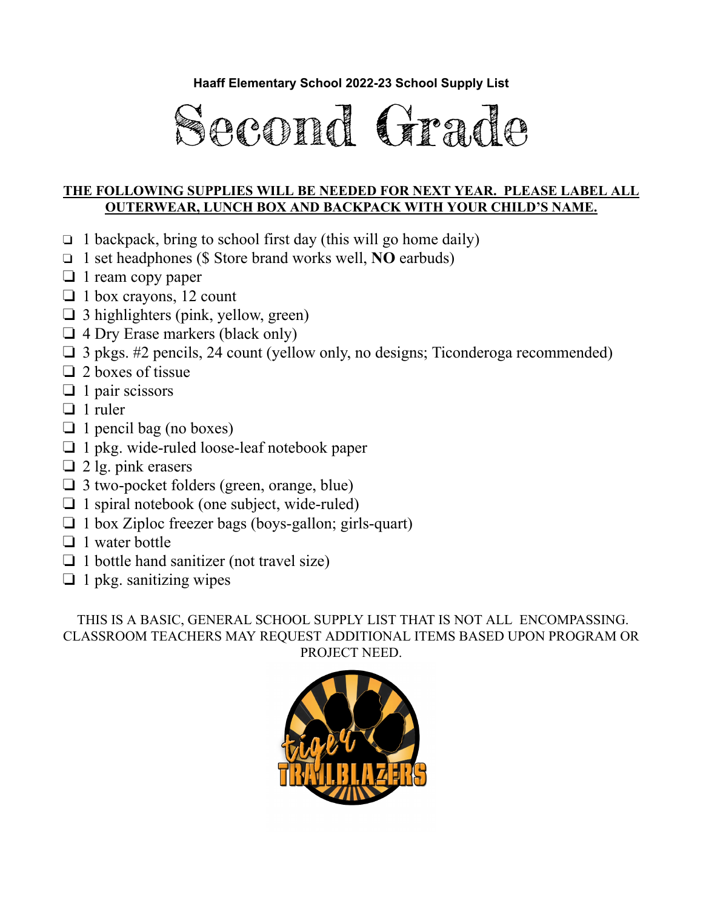**Haaff Elementary School 2022-23 School Supply List**

# Second Grade

**THE FOLLOWING SUPPLIES WILL BE NEEDED FOR NEXT YEAR. PLEASE LABEL ALL OUTERWEAR, LUNCH BOX AND BACKPACK WITH YOUR CHILD'S NAME.**

- ❑ 1 backpack, bring to school first day (this will go home daily)
- ❑ 1 set headphones ($ Store brand works well, **NO** earbuds)
- ❑ 1 ream copy paper
- ❑ 1 box crayons, 12 count
- ❑ 3 highlighters (pink, yellow, green)
- ❑ 4 Dry Erase markers (black only)
- ❑ 3 pkgs. #2 pencils, 24 count (yellow only, no designs; Ticonderoga recommended)
- ❑ 2 boxes of tissue
- ❑ 1 pair scissors
- ❑ 1 ruler
- ❑ 1 pencil bag (no boxes)
- ❑ 1 pkg. wide-ruled loose-leaf notebook paper
- ❑ 2 lg. pink erasers
- ❑ 3 two-pocket folders (green, orange, blue)
- ❑ 1 spiral notebook (one subject, wide-ruled)
- ❑ 1 box Ziploc freezer bags (boys-gallon; girls-quart)
- ❑ 1 water bottle
- ❑ 1 bottle hand sanitizer (not travel size)
- ❑ 1 pkg. sanitizing wipes

THIS IS A BASIC, GENERAL SCHOOL SUPPLY LIST THAT IS NOT ALL ENCOMPASSING. CLASSROOM TEACHERS MAY REQUEST ADDITIONAL ITEMS BASED UPON PROGRAM OR PROJECT NEED.

tiger TRAILBLAZERS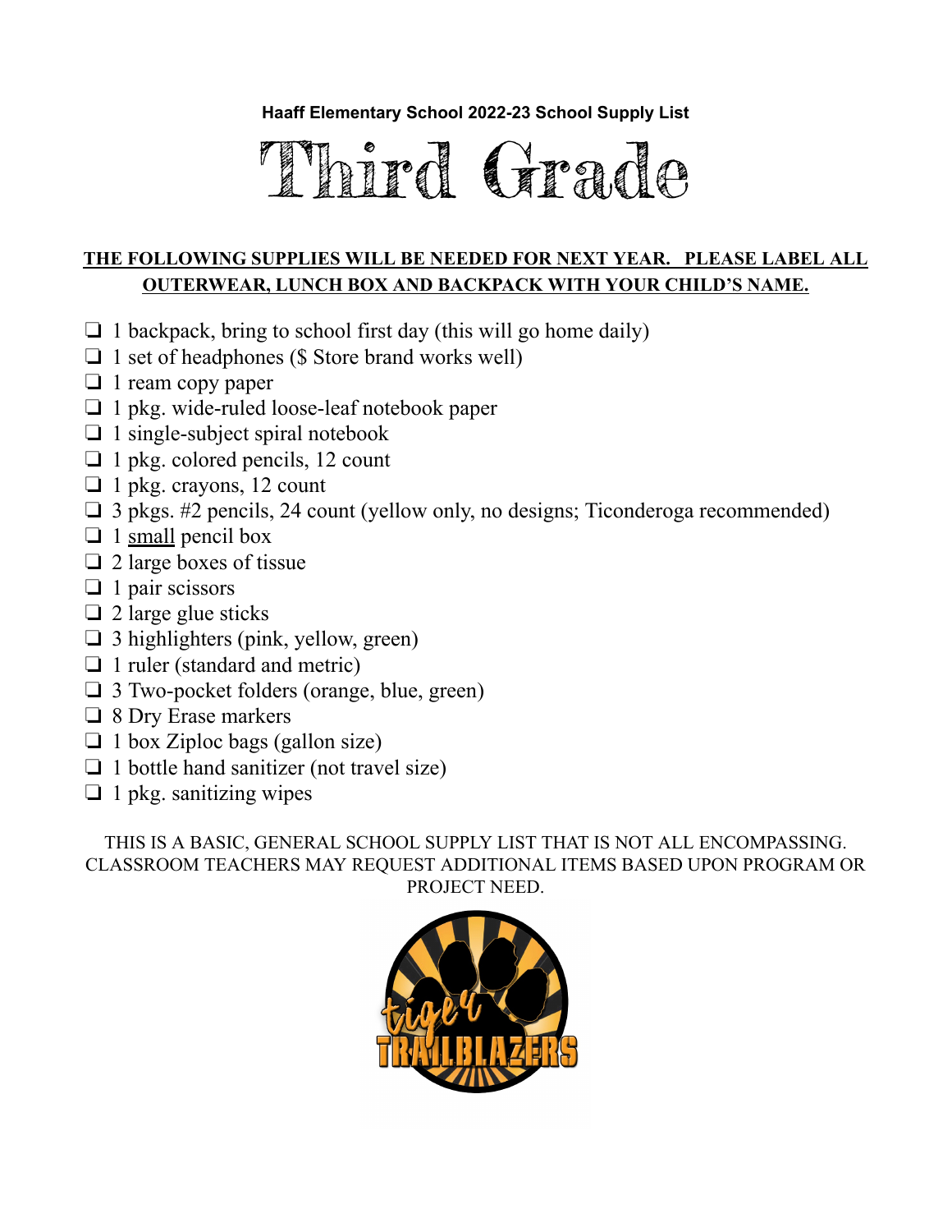**Haaff Elementary School 2022-23 School Supply List**

# Third Grade

**THE FOLLOWING SUPPLIES WILL BE NEEDED FOR NEXT YEAR. PLEASE LABEL ALL OUTERWEAR, LUNCH BOX AND BACKPACK WITH YOUR CHILD'S NAME.**

- [ ] 1 backpack, bring to school first day (this will go home daily)
- [ ] 1 set of headphones ($ Store brand works well)
- [ ] 1 ream copy paper
- [ ] 1 pkg. wide-ruled loose-leaf notebook paper
- [ ] 1 single-subject spiral notebook
- [ ] 1 pkg. colored pencils, 12 count
- [ ] 1 pkg. crayons, 12 count
- [ ] 3 pkgs. #2 pencils, 24 count (yellow only, no designs; Ticonderoga recommended)
- [ ] 1 small pencil box
- [ ] 2 large boxes of tissue
- [ ] 1 pair scissors
- [ ] 2 large glue sticks
- [ ] 3 highlighters (pink, yellow, green)
- [ ] 1 ruler (standard and metric)
- [ ] 3 Two-pocket folders (orange, blue, green)
- [ ] 8 Dry Erase markers
- [ ] 1 box Ziploc bags (gallon size)
- [ ] 1 bottle hand sanitizer (not travel size)
- [ ] 1 pkg. sanitizing wipes

THIS IS A BASIC, GENERAL SCHOOL SUPPLY LIST THAT IS NOT ALL ENCOMPASSING. CLASSROOM TEACHERS MAY REQUEST ADDITIONAL ITEMS BASED UPON PROGRAM OR PROJECT NEED.

tiger TRAILBLAZERS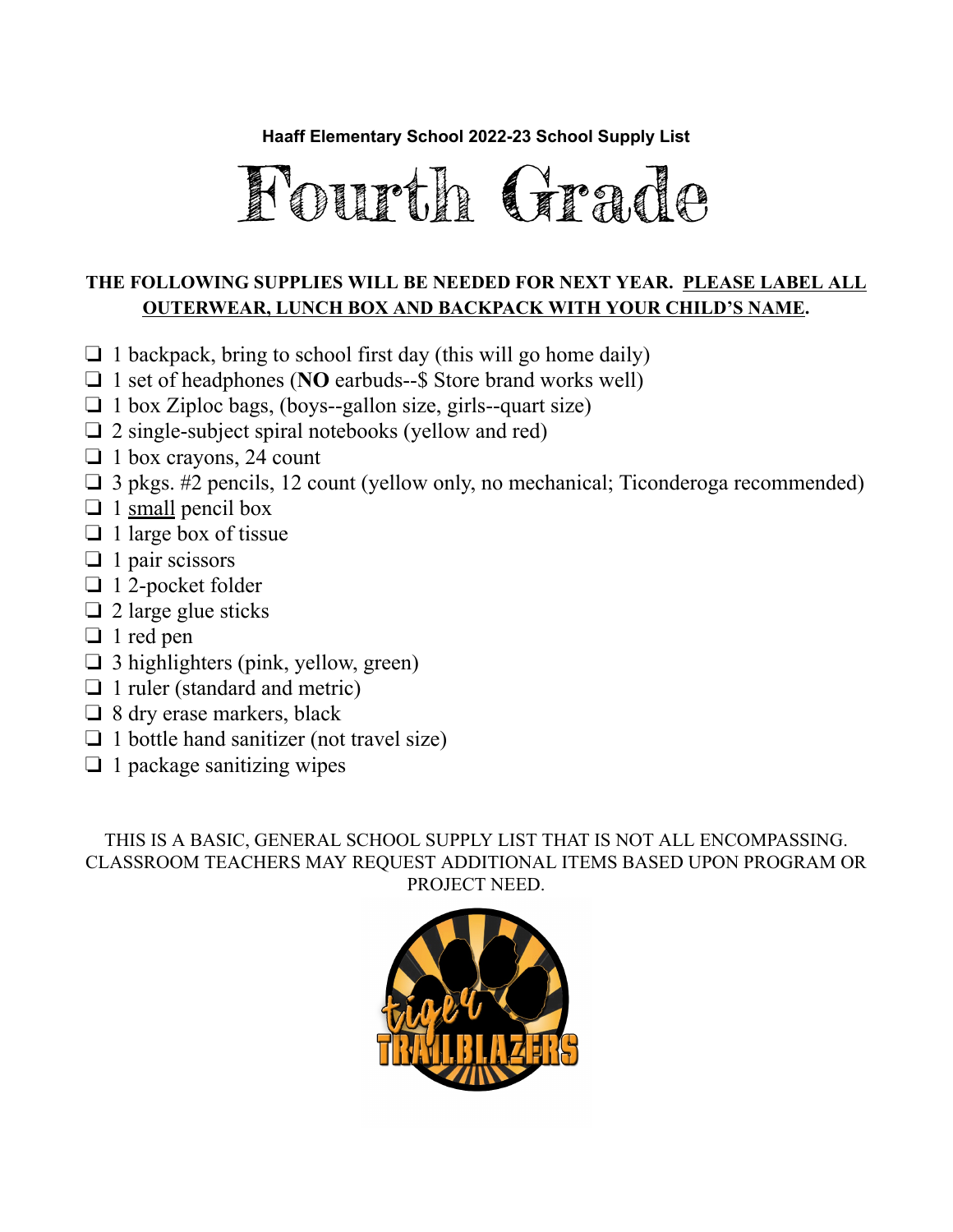**Haaff Elementary School 2022-23 School Supply List**

# Fourth Grade

**THE FOLLOWING SUPPLIES WILL BE NEEDED FOR NEXT YEAR. PLEASE LABEL ALL OUTERWEAR, LUNCH BOX AND BACKPACK WITH YOUR CHILD'S NAME.**

- ❏ 1 backpack, bring to school first day (this will go home daily)
- ❏ 1 set of headphones (**NO** earbuds--$ Store brand works well)
- ❏ 1 box Ziploc bags, (boys--gallon size, girls--quart size)
- ❏ 2 single-subject spiral notebooks (yellow and red)
- ❏ 1 box crayons, 24 count
- ❏ 3 pkgs. #2 pencils, 12 count (yellow only, no mechanical; Ticonderoga recommended)
- ❏ 1 small pencil box
- ❏ 1 large box of tissue
- ❏ 1 pair scissors
- ❏ 1 2-pocket folder
- ❏ 2 large glue sticks
- ❏ 1 red pen
- ❏ 3 highlighters (pink, yellow, green)
- ❏ 1 ruler (standard and metric)
- ❏ 8 dry erase markers, black
- ❏ 1 bottle hand sanitizer (not travel size)
- ❏ 1 package sanitizing wipes

THIS IS A BASIC, GENERAL SCHOOL SUPPLY LIST THAT IS NOT ALL ENCOMPASSING. CLASSROOM TEACHERS MAY REQUEST ADDITIONAL ITEMS BASED UPON PROGRAM OR PROJECT NEED.

tiger TRAILBLAZERS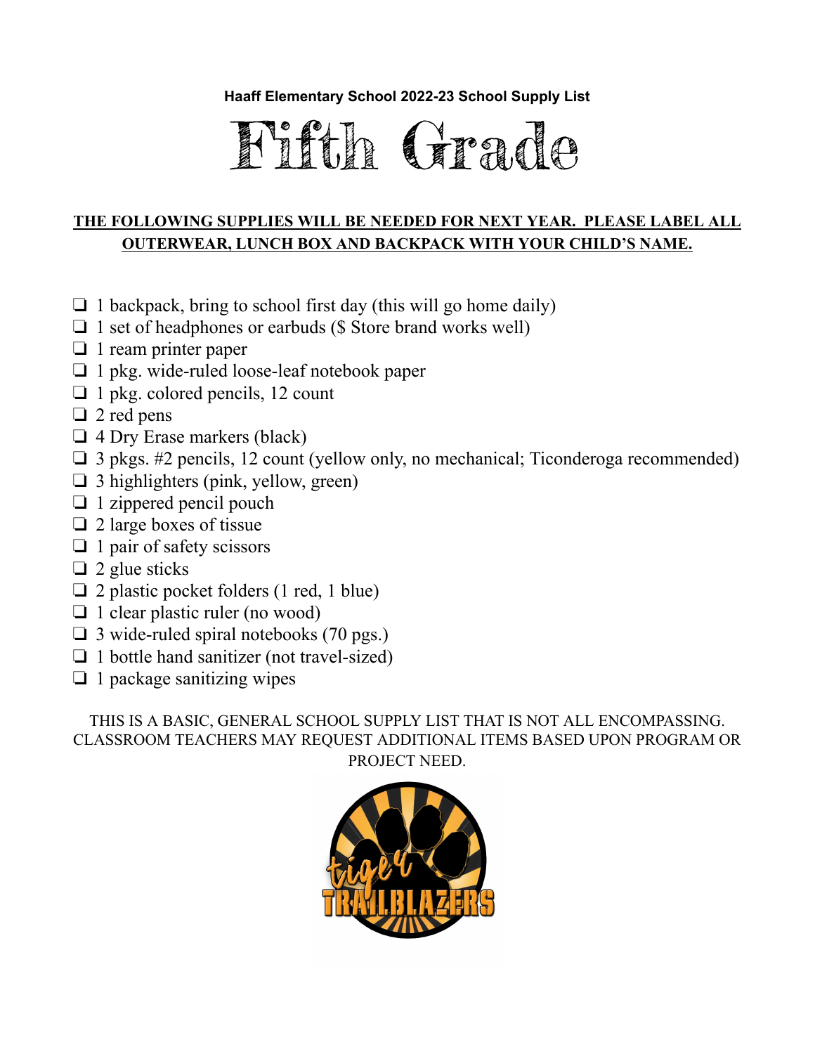**Haaff Elementary School 2022-23 School Supply List**

# Fifth Grade

**THE FOLLOWING SUPPLIES WILL BE NEEDED FOR NEXT YEAR. PLEASE LABEL ALL OUTERWEAR, LUNCH BOX AND BACKPACK WITH YOUR CHILD'S NAME.**

- [ ] 1 backpack, bring to school first day (this will go home daily)
- [ ] 1 set of headphones or earbuds ($ Store brand works well)
- [ ] 1 ream printer paper
- [ ] 1 pkg. wide-ruled loose-leaf notebook paper
- [ ] 1 pkg. colored pencils, 12 count
- [ ] 2 red pens
- [ ] 4 Dry Erase markers (black)
- [ ] 3 pkgs. #2 pencils, 12 count (yellow only, no mechanical; Ticonderoga recommended)
- [ ] 3 highlighters (pink, yellow, green)
- [ ] 1 zippered pencil pouch
- [ ] 2 large boxes of tissue
- [ ] 1 pair of safety scissors
- [ ] 2 glue sticks
- [ ] 2 plastic pocket folders (1 red, 1 blue)
- [ ] 1 clear plastic ruler (no wood)
- [ ] 3 wide-ruled spiral notebooks (70 pgs.)
- [ ] 1 bottle hand sanitizer (not travel-sized)
- [ ] 1 package sanitizing wipes

THIS IS A BASIC, GENERAL SCHOOL SUPPLY LIST THAT IS NOT ALL ENCOMPASSING. CLASSROOM TEACHERS MAY REQUEST ADDITIONAL ITEMS BASED UPON PROGRAM OR PROJECT NEED.

tiger TRAILBLAZERS